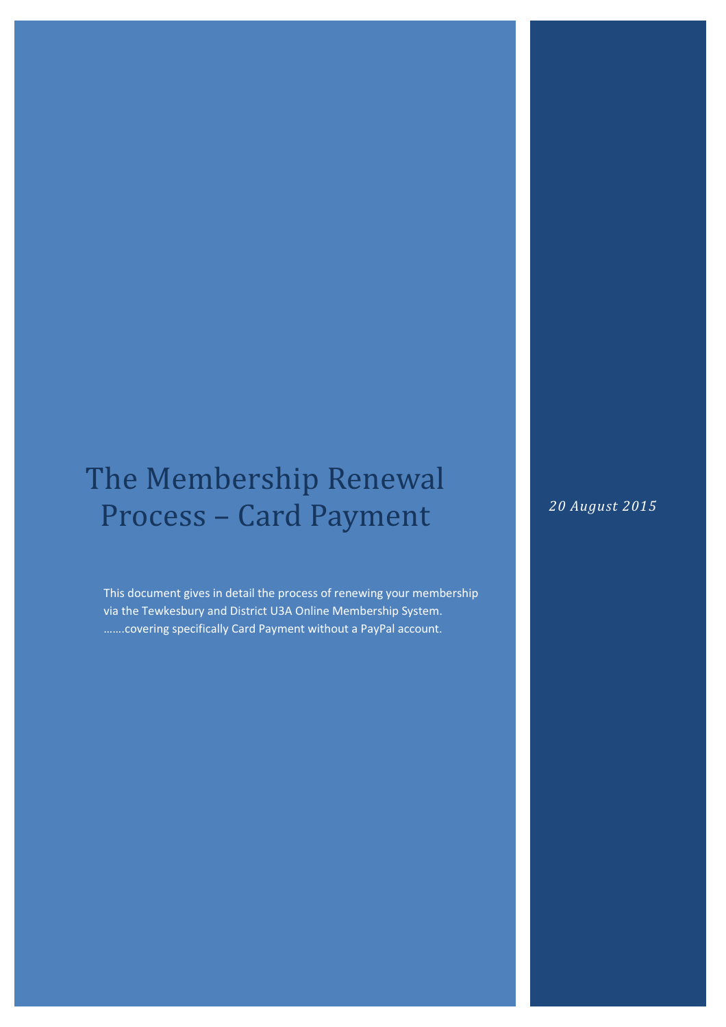# The Membership Renewal Process – Card Payment

*20 August 2015*

This document gives in detail the process of renewing your membership via the Tewkesbury and District U3A Online Membership System. …….covering specifically Card Payment without a PayPal account.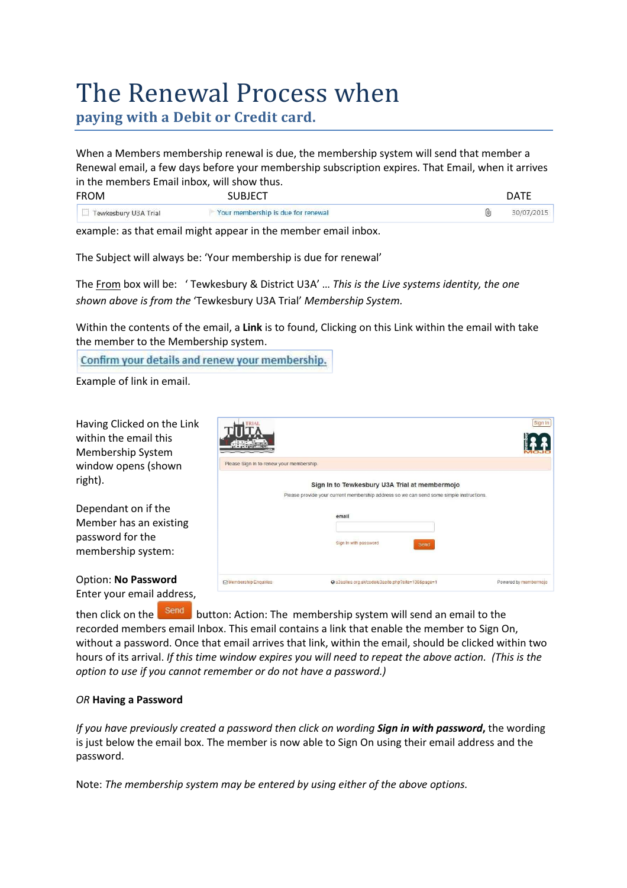# The Renewal Process when

## paying with a Debit or Credit card.

When a Members membership renewal is due, the membership system will send that member a Renewal email, a few days before your membership subscription expires. That Email, when it arrives in the members Email inbox, will show thus.

| FROM | SUBJECT | DATE |
|---|---|---|
| Tewkesbury U3A Trial | Your membership is due for renewal | 30/07/2015 |

example: as that email might appear in the member email inbox.

The Subject will always be: 'Your membership is due for renewal'

The From box will be: ' Tewkesbury & District U3A' … *This is the Live systems identity, the one shown above is from the* 'Tewkesbury U3A Trial' *Membership System.*

Within the contents of the email, a **Link** is to found, Clicking on this Link within the email with take the member to the Membership system.

Confirm your details and renew your membership.

Example of link in email.

Having Clicked on the Link within the email this Membership System window opens (shown right).

Please Sign in to renew your membership.

Sign In to Tewkesbury U3A Trial at membermojo

Please provide your current membership address so we can send some simple instructions.

email

Sign in with password  Send

Dependant on if the Member has an existing password for the membership system:

Option: **No Password**
Enter your email address, then click on the Send button: Action: The membership system will send an email to the recorded members email Inbox. This email contains a link that enable the member to Sign On, without a password. Once that email arrives that link, within the email, should be clicked within two hours of its arrival. *If this time window expires you will need to repeat the above action. (This is the option to use if you cannot remember or do not have a password.)*

*OR* **Having a Password**

*If you have previously created a password then click on wording **Sign in with password**,* the wording is just below the email box. The member is now able to Sign On using their email address and the password.

Note: *The membership system may be entered by using either of the above options.*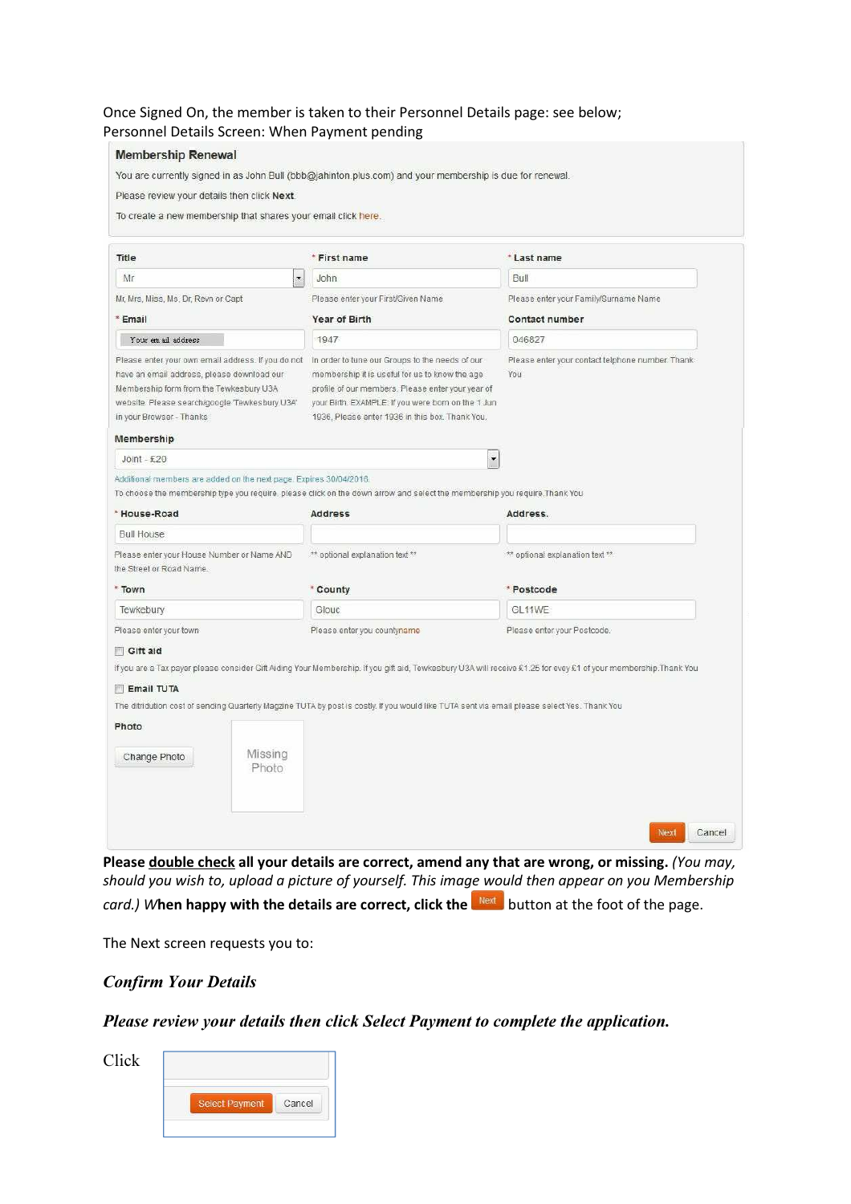Once Signed On, the member is taken to their Personnel Details page: see below;
Personnel Details Screen: When Payment pending

**Membership Renewal**

You are currently signed in as John Bull (bbb@jahinton.plus.com) and your membership is due for renewal.

Please review your details then click **Next**.

To create a new membership that shares your email click here.

**Title**
Mr
Mr, Mrs, Miss, Ms, Dr, Revn or Capt

**\* First name**
John
Please enter your First/Given Name

**\* Last name**
Bull
Please enter your Family/Surname Name

**\* Email**
Your email address
Please enter your own email address. If you do not have an email address, please download our Membership form from the Tewkesbury U3A website. Please search/google 'Tewkesbury U3A' in your Browser - Thanks

**Year of Birth**
1947
In order to tune our Groups to the needs of our membership it is useful for us to know the age profile of our members. Please enter your year of your Birth. EXAMPLE: If you were born on the 1 Jun 1936, Please enter 1936 in this box. Thank You.

**Contact number**
046827
Please enter your contact telphone number. Thank You

**Membership**
Joint - £20
Additional members are added on the next page. Expires 30/04/2018.
To choose the membership type you require, please click on the down arrow and select the membership you require. Thank You

**\* House-Road**
Bull House
Please enter your House Number or Name AND the Street or Road Name.

**Address**
\*\* optional explanation text \*\*

**Address.**
\*\* optional explanation text \*\*

**\* Town**
Tewkebury
Please enter your town

**\* County**
Glouc
Please enter you countyname

**\* Postcode**
GL11WE
Please enter your Postcode.

☐ **Gift aid**
If you are a Tax payor please consider Gift Aiding Your Membership. If you gift aid, Tewkesbury U3A will receive £1.25 for evey £1 of your membership. Thank You

☐ **Email TUTA**
The ditridution cost of sending Quarterly Magazine TUTA by post is costly. If you would like TUTA sent via email please select Yes. Thank You

**Photo**
Change Photo | Missing Photo

Next | Cancel

**Please double check all your details are correct, amend any that are wrong, or missing.** *(You may, should you wish to, upload a picture of yourself. This image would then appear on you Membership card.) W***hen happy with the details are correct, click the** Next button at the foot of the page.

The Next screen requests you to:

***Confirm Your Details***

***Please review your details then click Select Payment to complete the application.***

Click

Select Payment | Cancel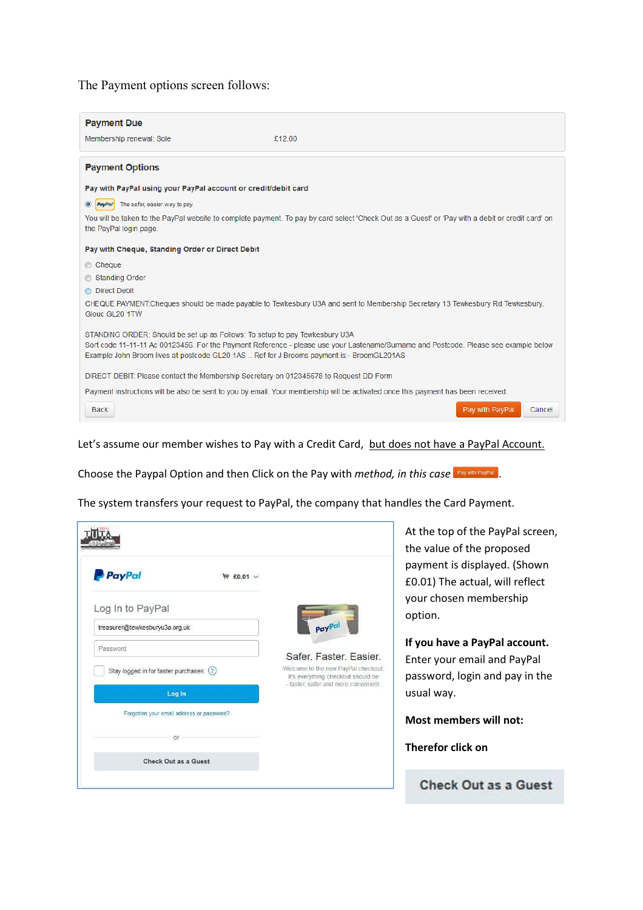The Payment options screen follows:

**Payment Due**

Membership renewal: Sole £12.00

**Payment Options**

**Pay with PayPal using your PayPal account or credit/debit card**

PayPal The safer, easier way to pay

You will be taken to the PayPal website to complete payment. To pay by card select 'Check Out as a Guest' or 'Pay with a debit or credit card' on the PayPal login page.

**Pay with Cheque, Standing Order or Direct Debit**

- Cheque
- Standing Order
- Direct Debit

CHEQUE PAYMENT:Cheques should be made payable to Tewkesbury U3A and sent to Membership Secretary 13 Tewkesbury Rd Tewkesbury, Glouc GL20 1TW

STANDING ORDER: Should be set up as Follows: To setup to pay Tewkesbury U3A
Sort code 11-11-11 Ac 00123456. For the Payment Reference - please use your Lastename/Surname and Postcode. Please see example below Example John Broom lives at postcode GL20 1AS .. Ref for J Brooms payment is:- BroomGL201AS

DIRECT DEBIT: Please contact the Membership Secretary on 012345678 to Request DD Form

Payment instructions will be also be sent to you by email. Your membership will be activated once this payment has been received.

Back | Pay with PayPal | Cancel

Let's assume our member wishes to Pay with a Credit Card, <u>but does not have a PayPal Account.</u>

Choose the Paypal Option and then Click on the Pay with *method, in this case* Pay with PayPal.

The system transfers your request to PayPal, the company that handles the Card Payment.

PayPal £0.01

Log In to PayPal

treasurer@tewkesburyu3a.org.uk

Password

Stay logged in for faster purchases

Log In

Forgotten your email address or password?

or

Check Out as a Guest

Safer. Faster. Easier.

Welcome to the new PayPal checkout. It's everything checkout should be - faster, safer and more convenient.

At the top of the PayPal screen, the value of the proposed payment is displayed. (Shown £0.01) The actual, will reflect your chosen membership option.

**If you have a PayPal account.** Enter your email and PayPal password, login and pay in the usual way.

**Most members will not:**

**Therefor click on**

**Check Out as a Guest**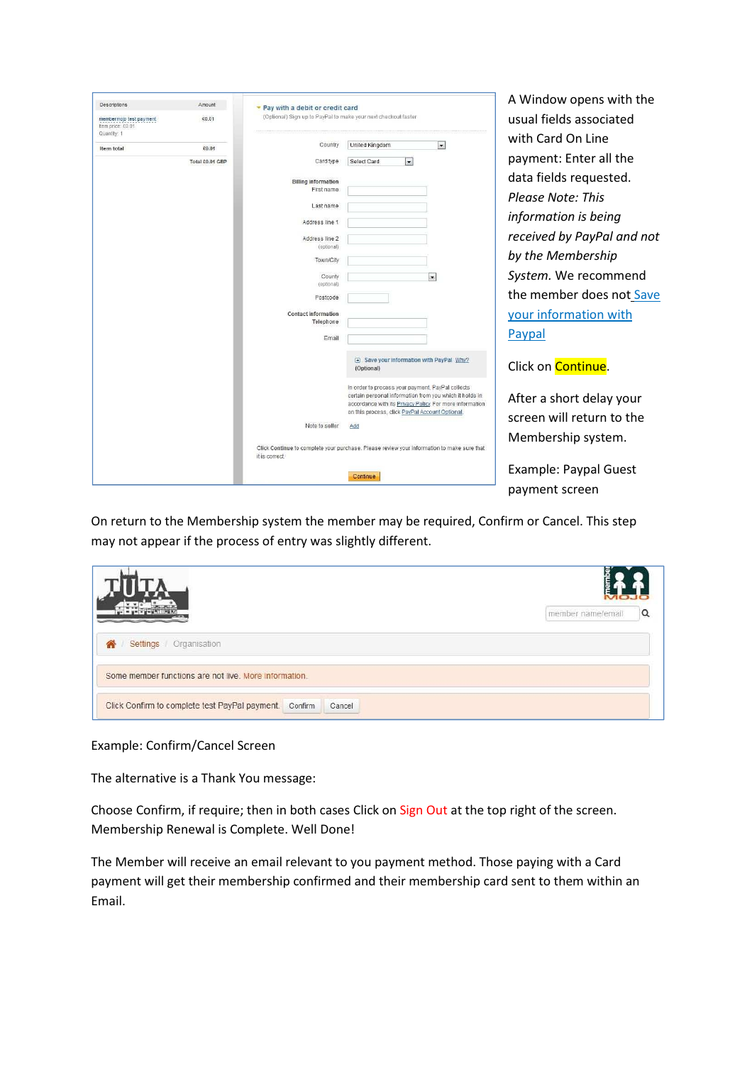A Window opens with the usual fields associated with Card On Line payment: Enter all the data fields requested. *Please Note: This information is being received by PayPal and not by the Membership System.* We recommend the member does not Save your information with Paypal

Click on Continue.

After a short delay your screen will return to the Membership system.

Example: Paypal Guest payment screen

On return to the Membership system the member may be required, Confirm or Cancel. This step may not appear if the process of entry was slightly different.

Example: Confirm/Cancel Screen

The alternative is a Thank You message:

Choose Confirm, if require; then in both cases Click on Sign Out at the top right of the screen. Membership Renewal is Complete. Well Done!

The Member will receive an email relevant to you payment method. Those paying with a Card payment will get their membership confirmed and their membership card sent to them within an Email.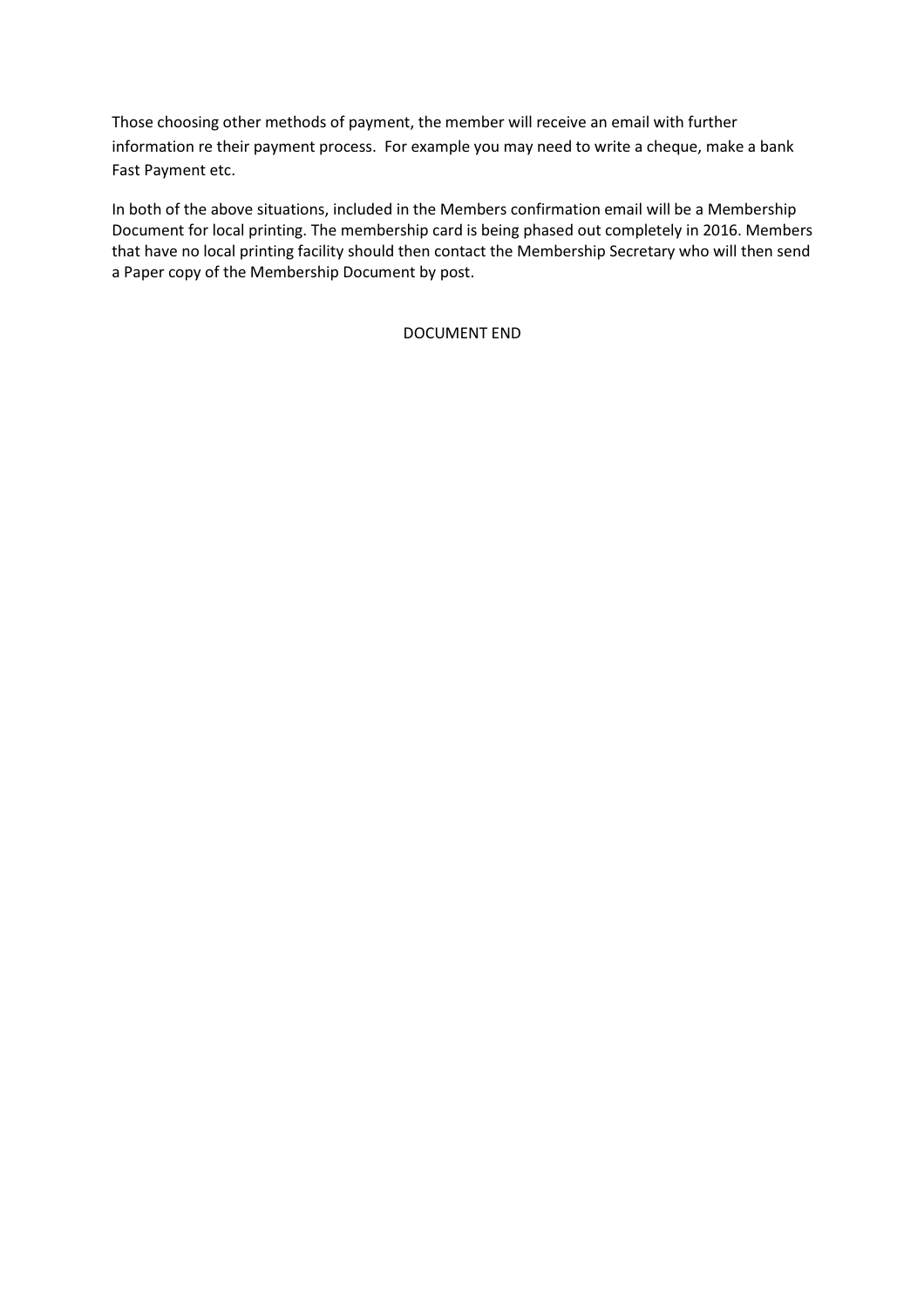Those choosing other methods of payment, the member will receive an email with further information re their payment process. For example you may need to write a cheque, make a bank Fast Payment etc.

In both of the above situations, included in the Members confirmation email will be a Membership Document for local printing. The membership card is being phased out completely in 2016. Members that have no local printing facility should then contact the Membership Secretary who will then send a Paper copy of the Membership Document by post.

DOCUMENT END